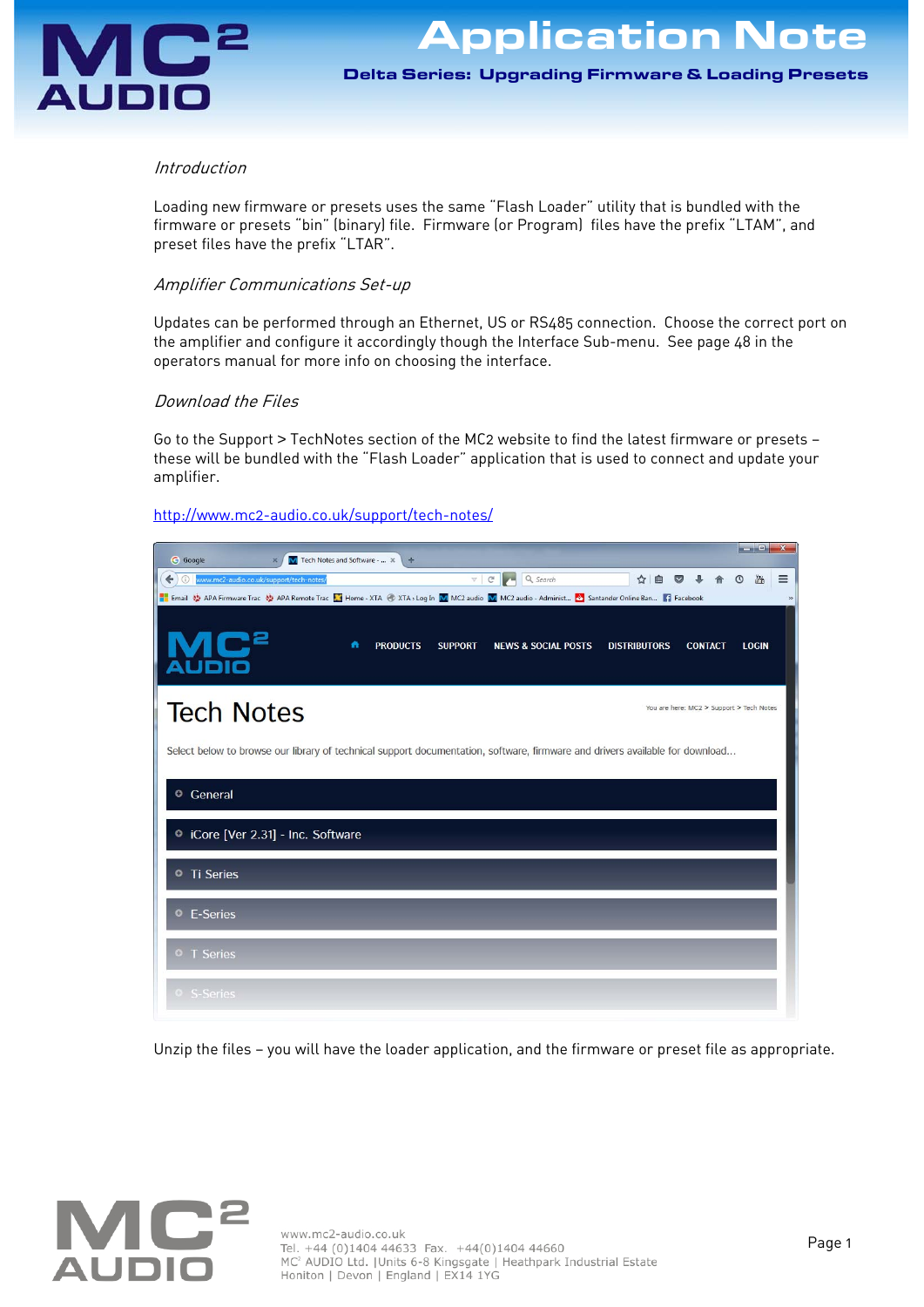# Application Note

## Delta Series: Upgrading Firmware & Loading Presets

### *Introduction*

Loading new firmware or presets uses the same "Flash Loader" utility that is bundled with the firmware or presets "bin" (binary) file. Firmware (or Program) files have the prefix "LTAM", and preset files have the prefix "LTAR".

### *Amplifier Communications Set-up*

Updates can be performed through an Ethernet, US or RS485 connection. Choose the correct port on the amplifier and configure it accordingly though the Interface Sub-menu. See page 48 in the operators manual for more info on choosing the interface.

### *Download the Files*

Go to the Support > TechNotes section of the MC2 website to find the latest firmware or presets – these will be bundled with the "Flash Loader" application that is used to connect and update your amplifier.

http://www.mc2-audio.co.uk/support/tech-notes/

Unzip the files – you will have the loader application, and the firmware or preset file as appropriate.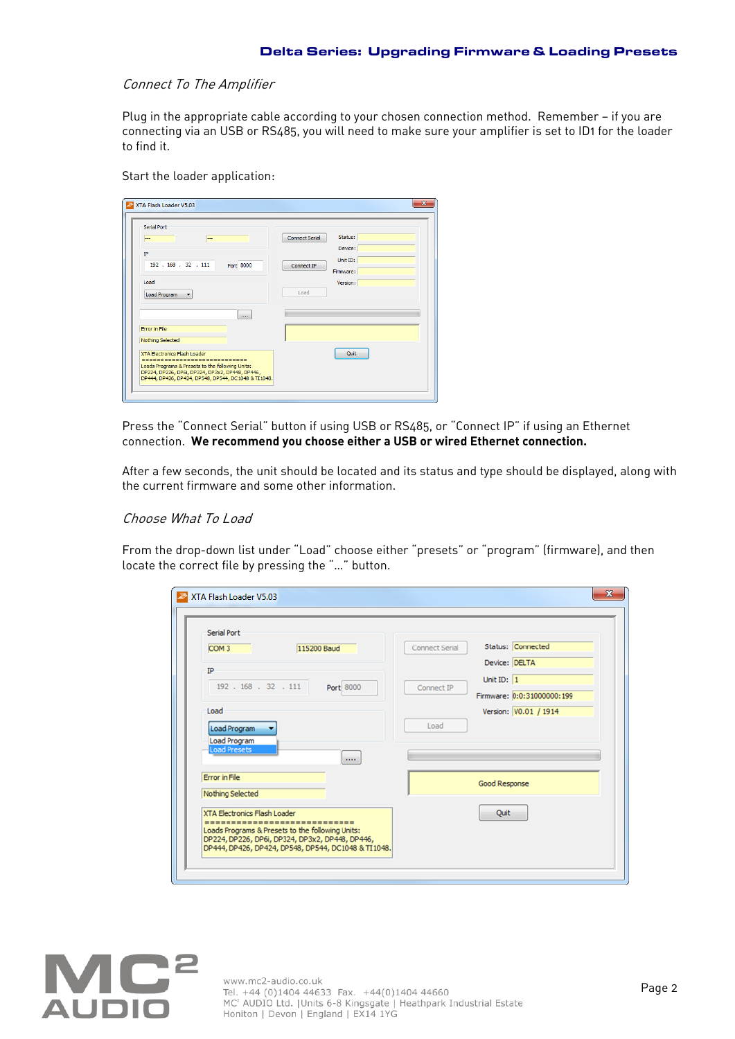*Connect To The Amplifier*

Plug in the appropriate cable according to your chosen connection method. Remember – if you are connecting via an USB or RS485, you will need to make sure your amplifier is set to ID1 for the loader to find it.

Start the loader application:

Press the "Connect Serial" button if using USB or RS485, or "Connect IP" if using an Ethernet connection. **We recommend you choose either a USB or wired Ethernet connection.**

After a few seconds, the unit should be located and its status and type should be displayed, along with the current firmware and some other information.

*Choose What To Load*

From the drop-down list under "Load" choose either "presets" or "program" (firmware), and then locate the correct file by pressing the "…" button.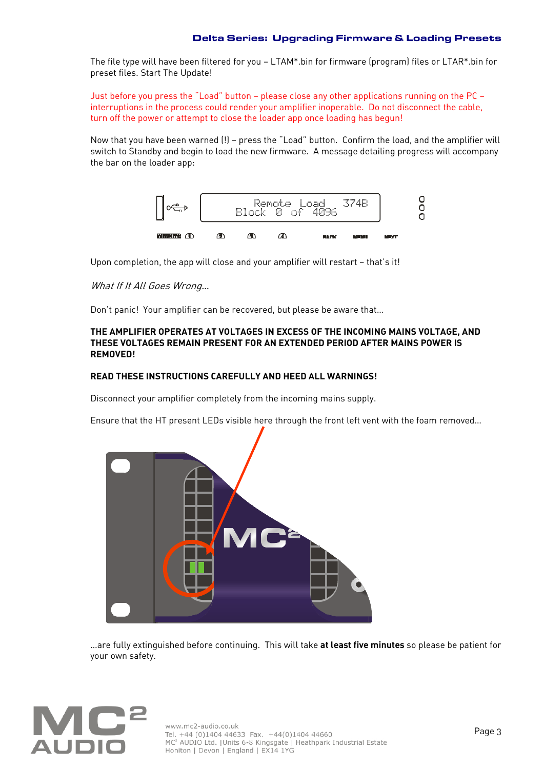The file type will have been filtered for you – LTAM*.bin for firmware (program) files or LTAR*.bin for preset files. Start The Update!

Just before you press the "Load" button – please close any other applications running on the PC – interruptions in the process could render your amplifier inoperable. Do not disconnect the cable, turn off the power or attempt to close the loader app once loading has begun!

Now that you have been warned (!) – press the "Load" button. Confirm the load, and the amplifier will switch to Standby and begin to load the new firmware. A message detailing progress will accompany the bar on the loader app:

Upon completion, the app will close and your amplifier will restart – that's it!

*What If It All Goes Wrong…*

Don't panic! Your amplifier can be recovered, but please be aware that…

**THE AMPLIFIER OPERATES AT VOLTAGES IN EXCESS OF THE INCOMING MAINS VOLTAGE, AND THESE VOLTAGES REMAIN PRESENT FOR AN EXTENDED PERIOD AFTER MAINS POWER IS REMOVED!**

**READ THESE INSTRUCTIONS CAREFULLY AND HEED ALL WARNINGS!**

Disconnect your amplifier completely from the incoming mains supply.

Ensure that the HT present LEDs visible here through the front left vent with the foam removed…

…are fully extinguished before continuing. This will take **at least five minutes** so please be patient for your own safety.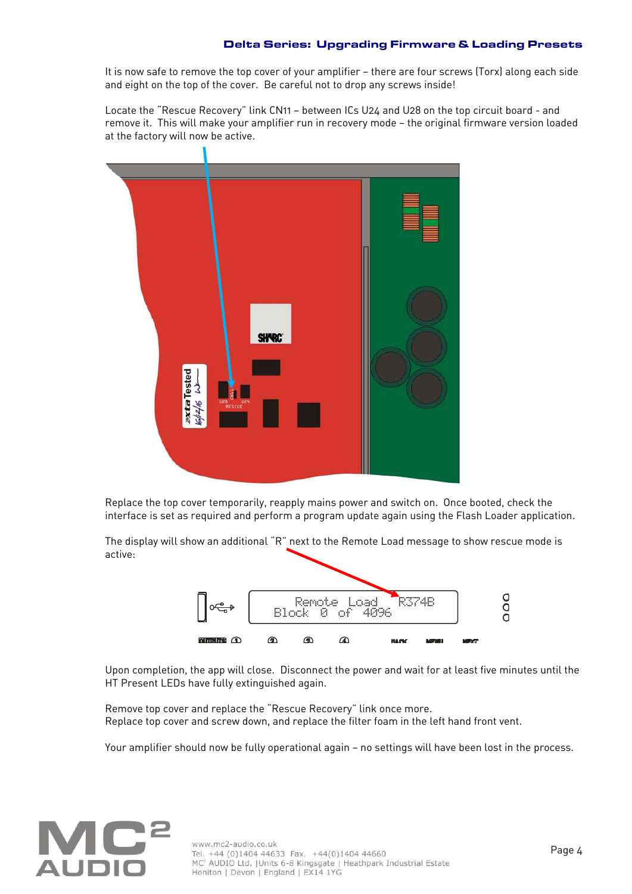It is now safe to remove the top cover of your amplifier – there are four screws (Torx) along each side and eight on the top of the cover. Be careful not to drop any screws inside!

Locate the "Rescue Recovery" link CN11 – between ICs U24 and U28 on the top circuit board - and remove it. This will make your amplifier run in recovery mode – the original firmware version loaded at the factory will now be active.

Replace the top cover temporarily, reapply mains power and switch on. Once booted, check the interface is set as required and perform a program update again using the Flash Loader application.

The display will show an additional "R" next to the Remote Load message to show rescue mode is active:

Upon completion, the app will close. Disconnect the power and wait for at least five minutes until the HT Present LEDs have fully extinguished again.

Remove top cover and replace the "Rescue Recovery" link once more.
Replace top cover and screw down, and replace the filter foam in the left hand front vent.

Your amplifier should now be fully operational again – no settings will have been lost in the process.

www.mc2-audio.co.uk
Tel. +44 (0)1404 44633 Fax. +44(0)1404 44660
MC² AUDIO Ltd. |Units 6-8 Kingsgate | Heathpark Industrial Estate
Honiton | Devon | England | EX14 1YG